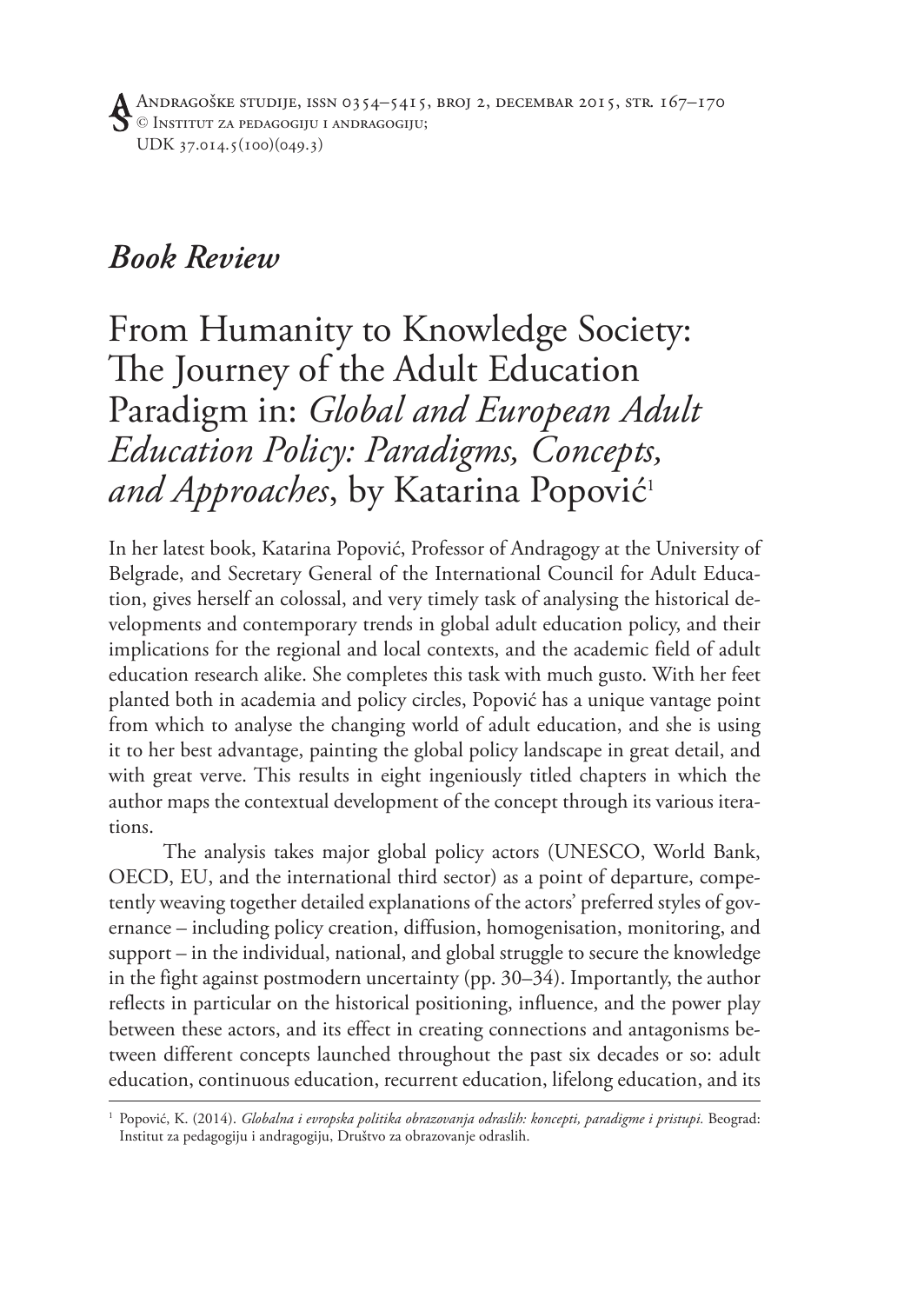## *Book Review*

# From Humanity to Knowledge Society: The Journey of the Adult Education Paradigm in: *Global and European Adult Education Policy: Paradigms, Concepts, and Approaches*, by Katarina Popović[1]

In her latest book, Katarina Popović, Professor of Andragogy at the University of Belgrade, and Secretary General of the International Council for Adult Education, gives herself an colossal, and very timely task of analysing the historical developments and contemporary trends in global adult education policy, and their implications for the regional and local contexts, and the academic field of adult education research alike. She completes this task with much gusto. With her feet planted both in academia and policy circles, Popović has a unique vantage point from which to analyse the changing world of adult education, and she is using it to her best advantage, painting the global policy landscape in great detail, and with great verve. This results in eight ingeniously titled chapters in which the author maps the contextual development of the concept through its various iterations.

The analysis takes major global policy actors (UNESCO, World Bank, OECD, EU, and the international third sector) as a point of departure, competently weaving together detailed explanations of the actors' preferred styles of governance – including policy creation, diffusion, homogenisation, monitoring, and support – in the individual, national, and global struggle to secure the knowledge in the fight against postmodern uncertainty (pp. 30–34). Importantly, the author reflects in particular on the historical positioning, influence, and the power play between these actors, and its effect in creating connections and antagonisms between different concepts launched throughout the past six decades or so: adult education, continuous education, recurrent education, lifelong education, and its

[1] Popović, K. (2014). *Globalna i evropska politika obrazovanja odraslih: koncepti, paradigme i pristupi.* Beograd: Institut za pedagogiju i andragogiju, Društvo za obrazovanje odraslih.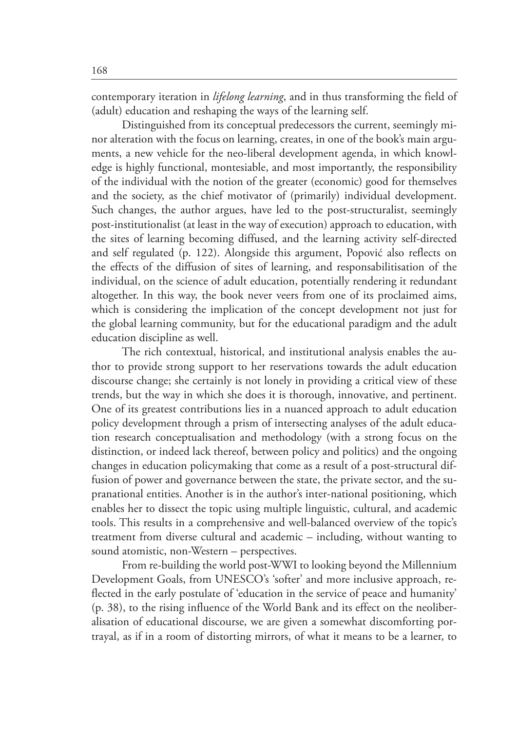contemporary iteration in *lifelong learning*, and in thus transforming the field of (adult) education and reshaping the ways of the learning self.

Distinguished from its conceptual predecessors the current, seemingly minor alteration with the focus on learning, creates, in one of the book's main arguments, a new vehicle for the neo-liberal development agenda, in which knowledge is highly functional, montesiable, and most importantly, the responsibility of the individual with the notion of the greater (economic) good for themselves and the society, as the chief motivator of (primarily) individual development. Such changes, the author argues, have led to the post-structuralist, seemingly post-institutionalist (at least in the way of execution) approach to education, with the sites of learning becoming diffused, and the learning activity self-directed and self regulated (p. 122). Alongside this argument, Popović also reflects on the effects of the diffusion of sites of learning, and responsabilitisation of the individual, on the science of adult education, potentially rendering it redundant altogether. In this way, the book never veers from one of its proclaimed aims, which is considering the implication of the concept development not just for the global learning community, but for the educational paradigm and the adult education discipline as well.

The rich contextual, historical, and institutional analysis enables the author to provide strong support to her reservations towards the adult education discourse change; she certainly is not lonely in providing a critical view of these trends, but the way in which she does it is thorough, innovative, and pertinent. One of its greatest contributions lies in a nuanced approach to adult education policy development through a prism of intersecting analyses of the adult education research conceptualisation and methodology (with a strong focus on the distinction, or indeed lack thereof, between policy and politics) and the ongoing changes in education policymaking that come as a result of a post-structural diffusion of power and governance between the state, the private sector, and the supranational entities. Another is in the author's inter-national positioning, which enables her to dissect the topic using multiple linguistic, cultural, and academic tools. This results in a comprehensive and well-balanced overview of the topic's treatment from diverse cultural and academic – including, without wanting to sound atomistic, non-Western – perspectives.

From re-building the world post-WWI to looking beyond the Millennium Development Goals, from UNESCO's 'softer' and more inclusive approach, reflected in the early postulate of 'education in the service of peace and humanity' (p. 38), to the rising influence of the World Bank and its effect on the neoliberalisation of educational discourse, we are given a somewhat discomforting portrayal, as if in a room of distorting mirrors, of what it means to be a learner, to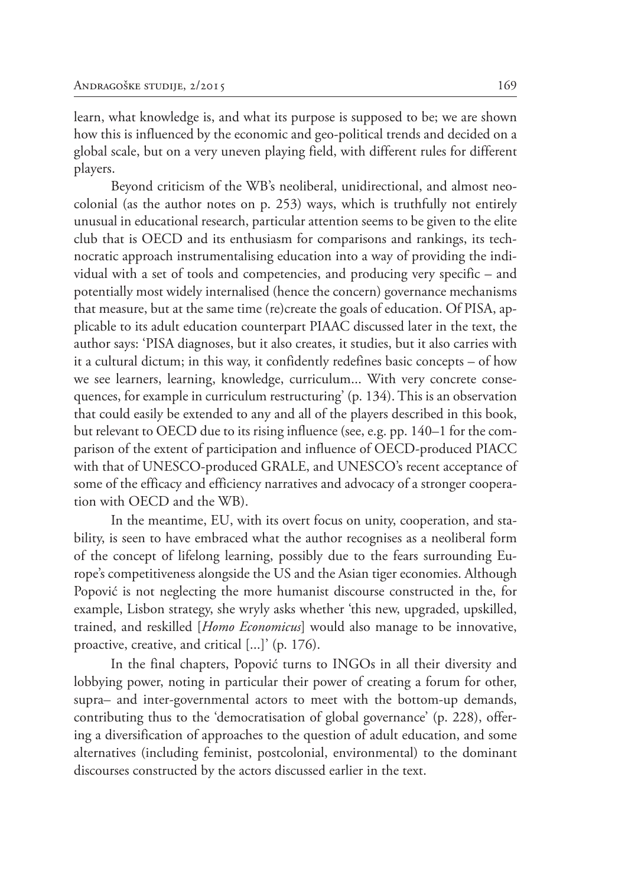learn, what knowledge is, and what its purpose is supposed to be; we are shown how this is influenced by the economic and geo-political trends and decided on a global scale, but on a very uneven playing field, with different rules for different players.

Beyond criticism of the WB's neoliberal, unidirectional, and almost neocolonial (as the author notes on p. 253) ways, which is truthfully not entirely unusual in educational research, particular attention seems to be given to the elite club that is OECD and its enthusiasm for comparisons and rankings, its technocratic approach instrumentalising education into a way of providing the individual with a set of tools and competencies, and producing very specific – and potentially most widely internalised (hence the concern) governance mechanisms that measure, but at the same time (re)create the goals of education. Of PISA, applicable to its adult education counterpart PIAAC discussed later in the text, the author says: 'PISA diagnoses, but it also creates, it studies, but it also carries with it a cultural dictum; in this way, it confidently redefines basic concepts – of how we see learners, learning, knowledge, curriculum... With very concrete consequences, for example in curriculum restructuring' (p. 134). This is an observation that could easily be extended to any and all of the players described in this book, but relevant to OECD due to its rising influence (see, e.g. pp. 140–1 for the comparison of the extent of participation and influence of OECD-produced PIACC with that of UNESCO-produced GRALE, and UNESCO's recent acceptance of some of the efficacy and efficiency narratives and advocacy of a stronger cooperation with OECD and the WB).

In the meantime, EU, with its overt focus on unity, cooperation, and stability, is seen to have embraced what the author recognises as a neoliberal form of the concept of lifelong learning, possibly due to the fears surrounding Europe's competitiveness alongside the US and the Asian tiger economies. Although Popović is not neglecting the more humanist discourse constructed in the, for example, Lisbon strategy, she wryly asks whether 'this new, upgraded, upskilled, trained, and reskilled [*Homo Economicus*] would also manage to be innovative, proactive, creative, and critical [...]' (p. 176).

In the final chapters, Popović turns to INGOs in all their diversity and lobbying power, noting in particular their power of creating a forum for other, supra– and inter-governmental actors to meet with the bottom-up demands, contributing thus to the 'democratisation of global governance' (p. 228), offering a diversification of approaches to the question of adult education, and some alternatives (including feminist, postcolonial, environmental) to the dominant discourses constructed by the actors discussed earlier in the text.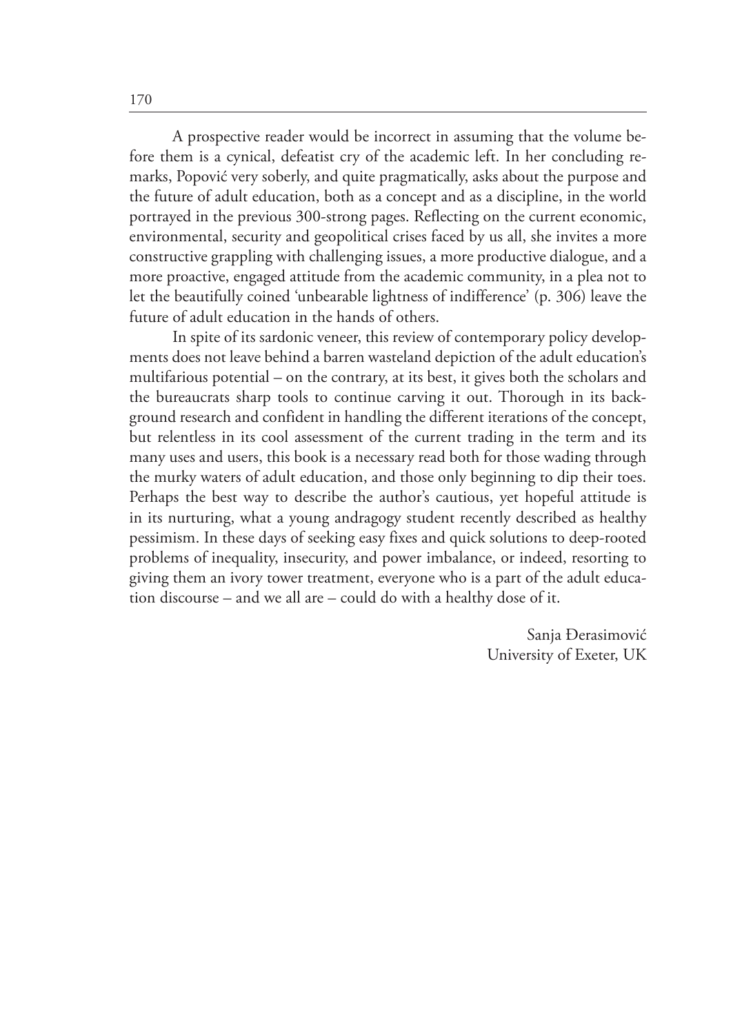A prospective reader would be incorrect in assuming that the volume before them is a cynical, defeatist cry of the academic left. In her concluding remarks, Popović very soberly, and quite pragmatically, asks about the purpose and the future of adult education, both as a concept and as a discipline, in the world portrayed in the previous 300-strong pages. Reflecting on the current economic, environmental, security and geopolitical crises faced by us all, she invites a more constructive grappling with challenging issues, a more productive dialogue, and a more proactive, engaged attitude from the academic community, in a plea not to let the beautifully coined 'unbearable lightness of indifference' (p. 306) leave the future of adult education in the hands of others.

In spite of its sardonic veneer, this review of contemporary policy developments does not leave behind a barren wasteland depiction of the adult education's multifarious potential – on the contrary, at its best, it gives both the scholars and the bureaucrats sharp tools to continue carving it out. Thorough in its background research and confident in handling the different iterations of the concept, but relentless in its cool assessment of the current trading in the term and its many uses and users, this book is a necessary read both for those wading through the murky waters of adult education, and those only beginning to dip their toes. Perhaps the best way to describe the author's cautious, yet hopeful attitude is in its nurturing, what a young andragogy student recently described as healthy pessimism. In these days of seeking easy fixes and quick solutions to deep-rooted problems of inequality, insecurity, and power imbalance, or indeed, resorting to giving them an ivory tower treatment, everyone who is a part of the adult education discourse – and we all are – could do with a healthy dose of it.

Sanja Đerasimović
University of Exeter, UK